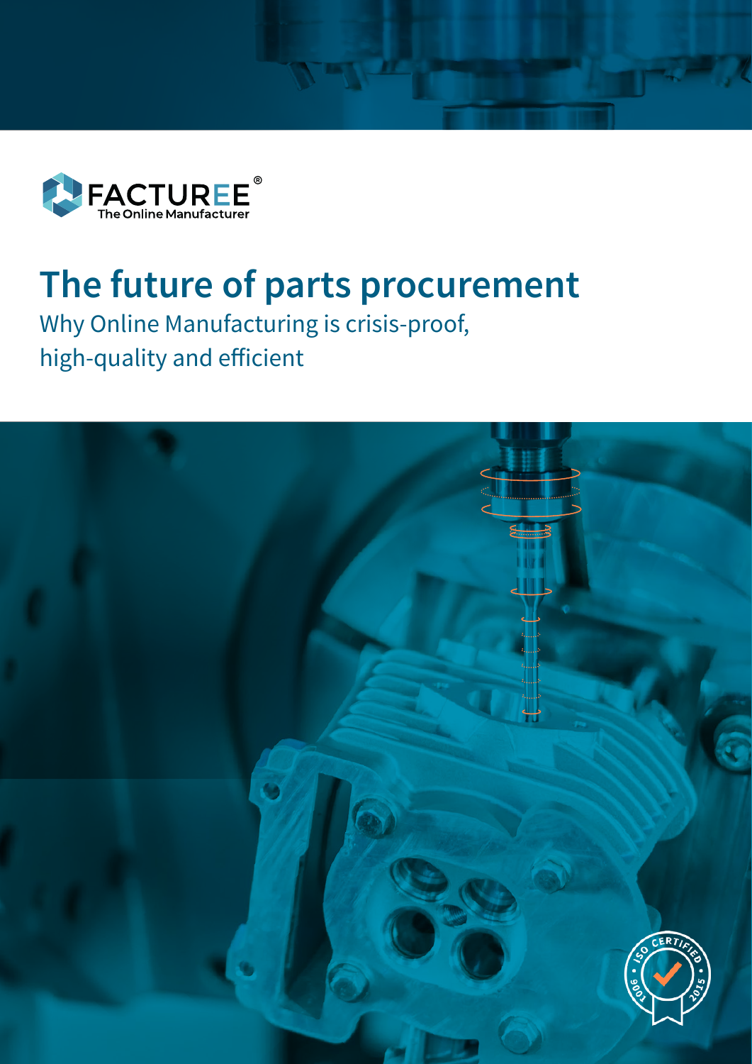FACTUREE®
The Online Manufacturer

# The future of parts procurement

## Why Online Manufacturing is crisis-proof, high-quality and efficient

ISO CERTIFIED 9001 2015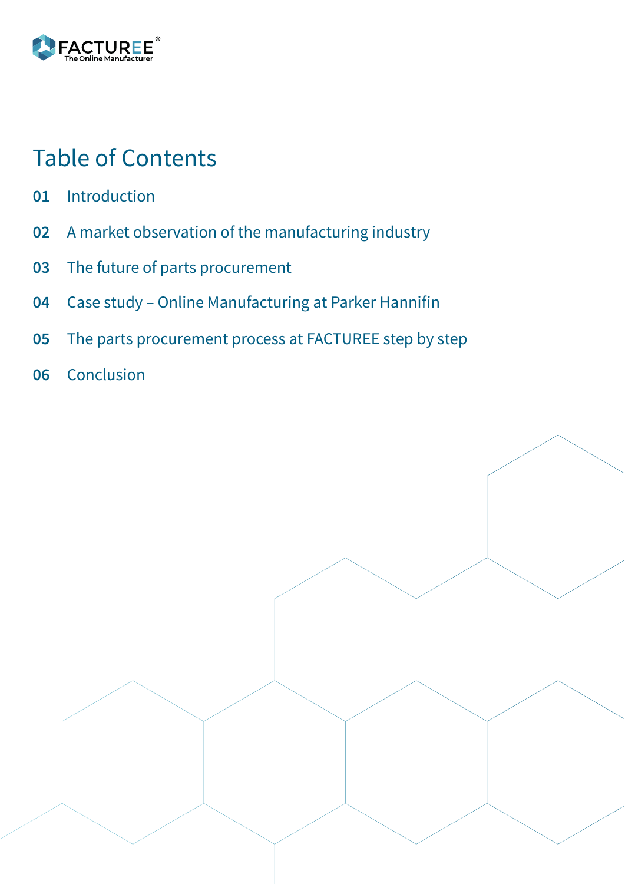# Table of Contents

**01** Introduction

**02** A market observation of the manufacturing industry

**03** The future of parts procurement

**04** Case study – Online Manufacturing at Parker Hannifin

**05** The parts procurement process at FACTUREE step by step

**06** Conclusion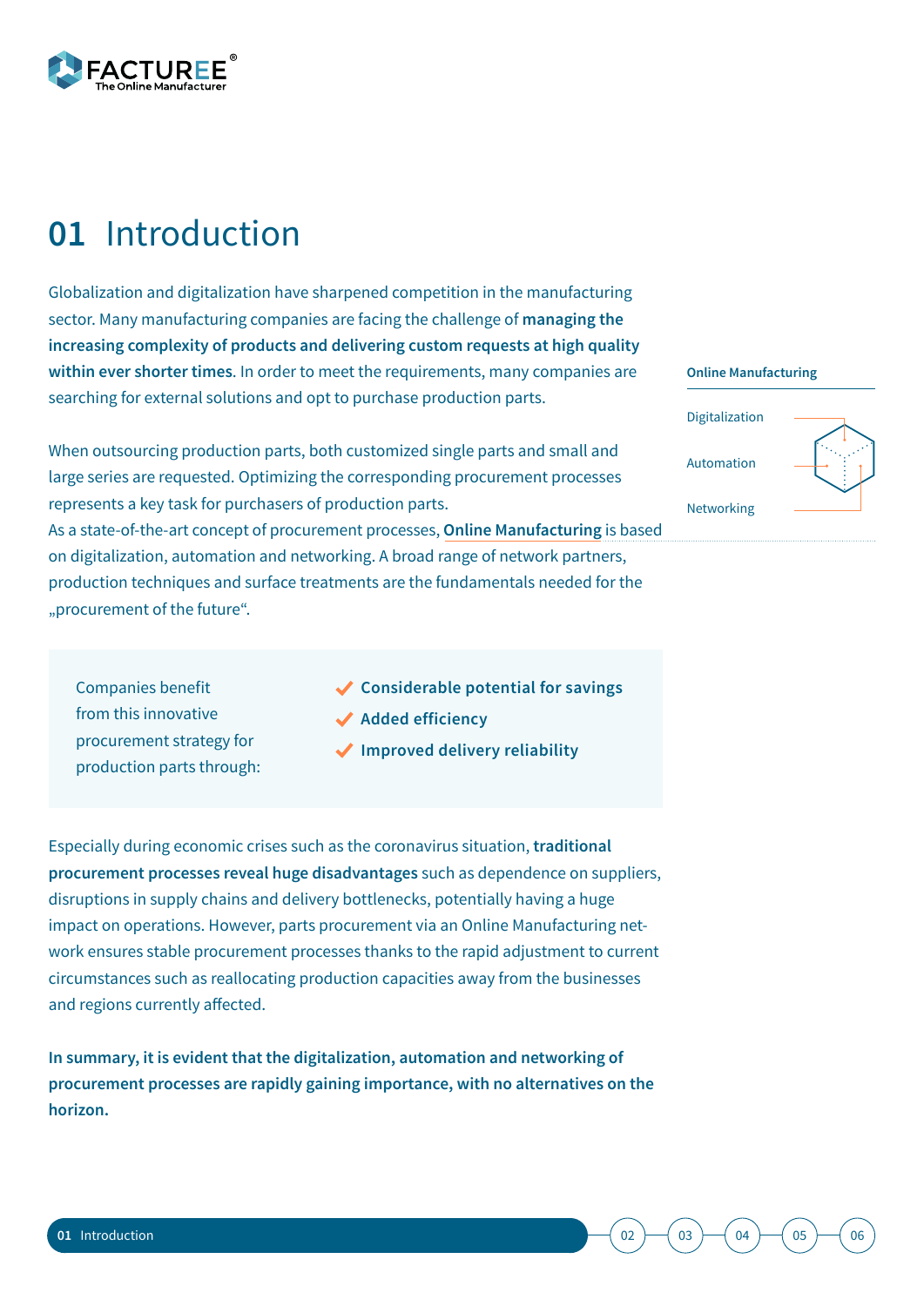# 01 Introduction

Globalization and digitalization have sharpened competition in the manufacturing sector. Many manufacturing companies are facing the challenge of **managing the increasing complexity of products and delivering custom requests at high quality within ever shorter times**. In order to meet the requirements, many companies are searching for external solutions and opt to purchase production parts.

When outsourcing production parts, both customized single parts and small and large series are requested. Optimizing the corresponding procurement processes represents a key task for purchasers of production parts.
As a state-of-the-art concept of procurement processes, **Online Manufacturing** is based on digitalization, automation and networking. A broad range of network partners, production techniques and surface treatments are the fundamentals needed for the „procurement of the future".

**Online Manufacturing**

- Digitalization
- Automation
- Networking

Companies benefit from this innovative procurement strategy for production parts through:

- **Considerable potential for savings**
- **Added efficiency**
- **Improved delivery reliability**

Especially during economic crises such as the coronavirus situation, **traditional procurement processes reveal huge disadvantages** such as dependence on suppliers, disruptions in supply chains and delivery bottlenecks, potentially having a huge impact on operations. However, parts procurement via an Online Manufacturing network ensures stable procurement processes thanks to the rapid adjustment to current circumstances such as reallocating production capacities away from the businesses and regions currently affected.

**In summary, it is evident that the digitalization, automation and networking of procurement processes are rapidly gaining importance, with no alternatives on the horizon.**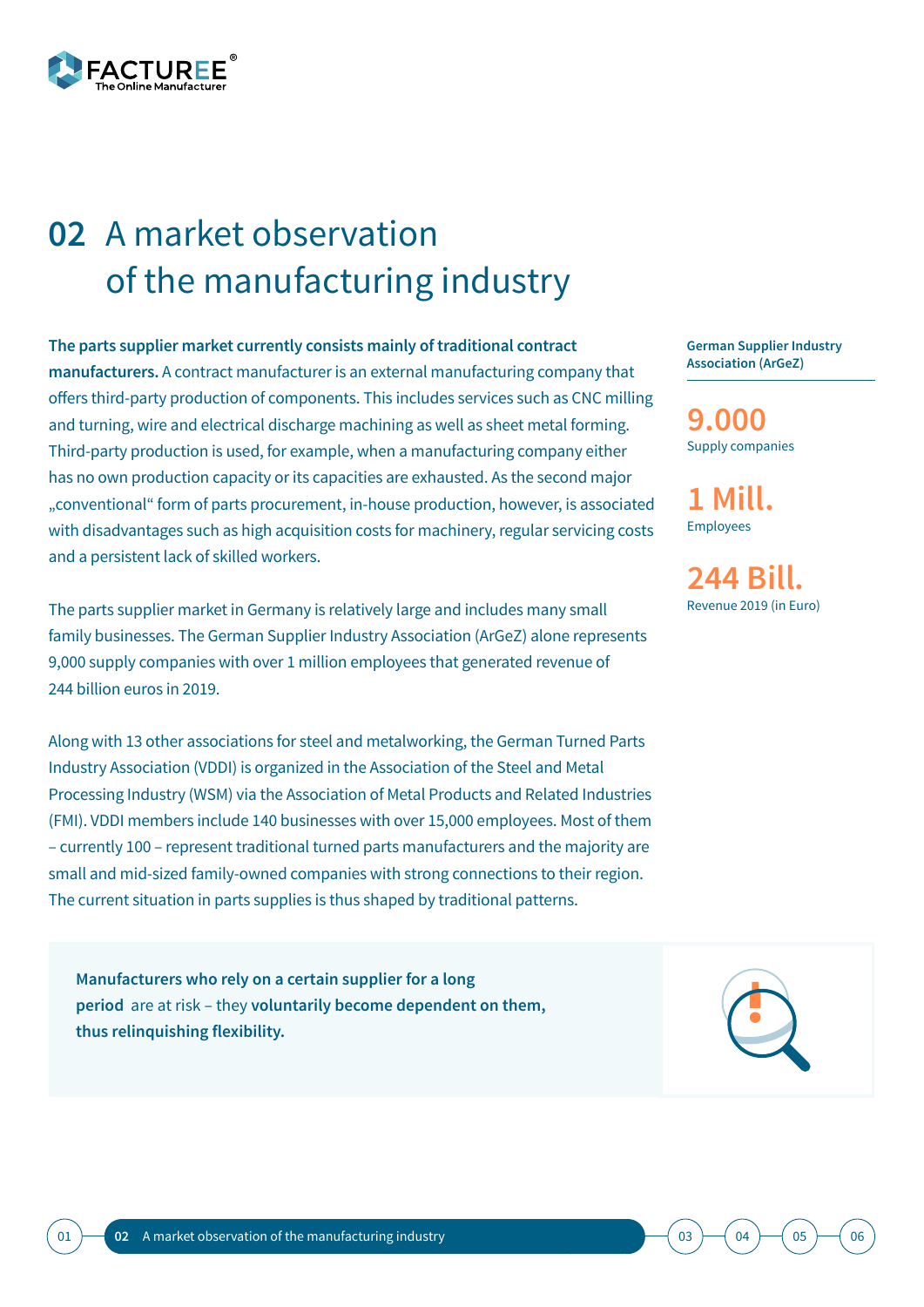# 02 A market observation of the manufacturing industry

**The parts supplier market currently consists mainly of traditional contract manufacturers.** A contract manufacturer is an external manufacturing company that offers third-party production of components. This includes services such as CNC milling and turning, wire and electrical discharge machining as well as sheet metal forming. Third-party production is used, for example, when a manufacturing company either has no own production capacity or its capacities are exhausted. As the second major „conventional“ form of parts procurement, in-house production, however, is associated with disadvantages such as high acquisition costs for machinery, regular servicing costs and a persistent lack of skilled workers.

The parts supplier market in Germany is relatively large and includes many small family businesses. The German Supplier Industry Association (ArGeZ) alone represents 9,000 supply companies with over 1 million employees that generated revenue of 244 billion euros in 2019.

Along with 13 other associations for steel and metalworking, the German Turned Parts Industry Association (VDDI) is organized in the Association of the Steel and Metal Processing Industry (WSM) via the Association of Metal Products and Related Industries (FMI). VDDI members include 140 businesses with over 15,000 employees. Most of them – currently 100 – represent traditional turned parts manufacturers and the majority are small and mid-sized family-owned companies with strong connections to their region. The current situation in parts supplies is thus shaped by traditional patterns.

**German Supplier Industry Association (ArGeZ)**

**9.000**
Supply companies

**1 Mill.**
Employees

**244 Bill.**
Revenue 2019 (in Euro)

**Manufacturers who rely on a certain supplier for a long period** are at risk – they **voluntarily become dependent on them, thus relinquishing flexibility.**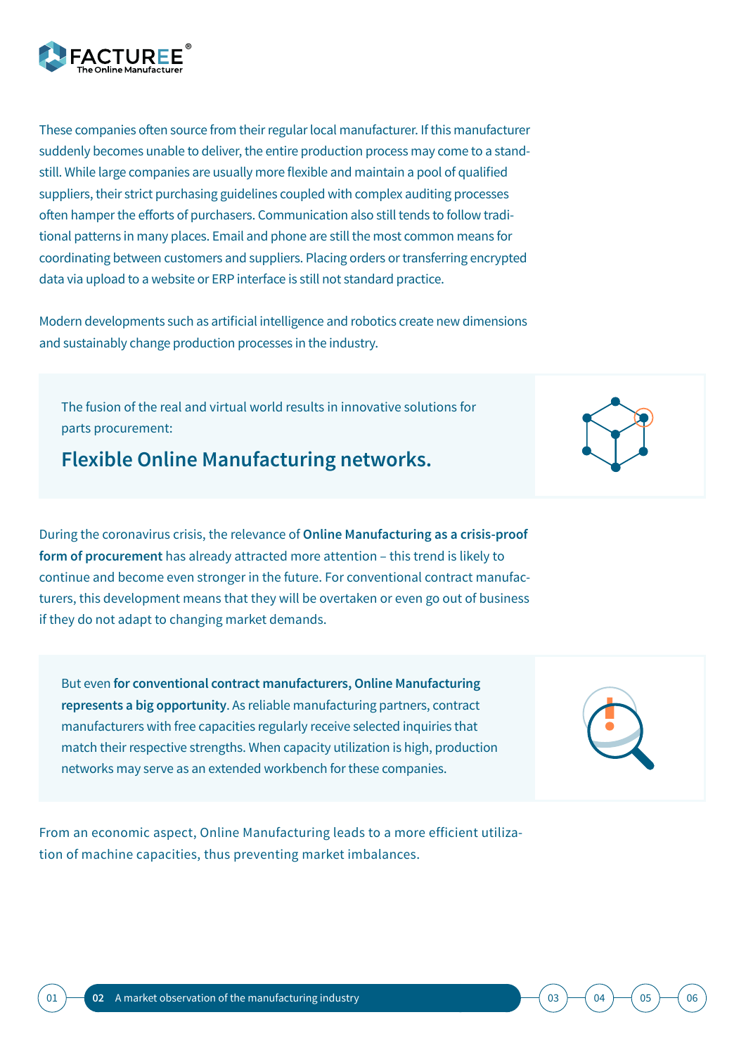These companies often source from their regular local manufacturer. If this manufacturer suddenly becomes unable to deliver, the entire production process may come to a standstill. While large companies are usually more flexible and maintain a pool of qualified suppliers, their strict purchasing guidelines coupled with complex auditing processes often hamper the efforts of purchasers. Communication also still tends to follow traditional patterns in many places. Email and phone are still the most common means for coordinating between customers and suppliers. Placing orders or transferring encrypted data via upload to a website or ERP interface is still not standard practice.

Modern developments such as artificial intelligence and robotics create new dimensions and sustainably change production processes in the industry.

The fusion of the real and virtual world results in innovative solutions for parts procurement:

**Flexible Online Manufacturing networks.**

During the coronavirus crisis, the relevance of **Online Manufacturing as a crisis-proof form of procurement** has already attracted more attention – this trend is likely to continue and become even stronger in the future. For conventional contract manufacturers, this development means that they will be overtaken or even go out of business if they do not adapt to changing market demands.

But even **for conventional contract manufacturers, Online Manufacturing represents a big opportunity**. As reliable manufacturing partners, contract manufacturers with free capacities regularly receive selected inquiries that match their respective strengths. When capacity utilization is high, production networks may serve as an extended workbench for these companies.

From an economic aspect, Online Manufacturing leads to a more efficient utilization of machine capacities, thus preventing market imbalances.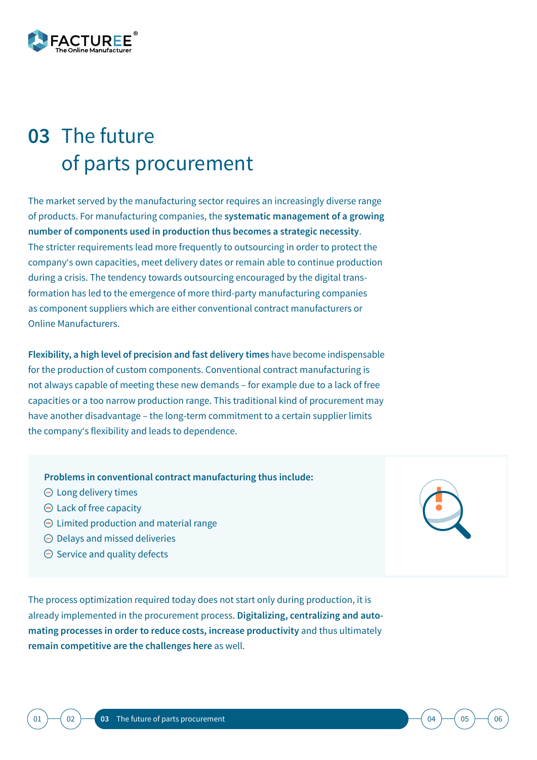# 03 The future of parts procurement

The market served by the manufacturing sector requires an increasingly diverse range of products. For manufacturing companies, the **systematic management of a growing number of components used in production thus becomes a strategic necessity**. The stricter requirements lead more frequently to outsourcing in order to protect the company's own capacities, meet delivery dates or remain able to continue production during a crisis. The tendency towards outsourcing encouraged by the digital transformation has led to the emergence of more third-party manufacturing companies as component suppliers which are either conventional contract manufacturers or Online Manufacturers.

**Flexibility, a high level of precision and fast delivery times** have become indispensable for the production of custom components. Conventional contract manufacturing is not always capable of meeting these new demands – for example due to a lack of free capacities or a too narrow production range. This traditional kind of procurement may have another disadvantage – the long-term commitment to a certain supplier limits the company's flexibility and leads to dependence.

**Problems in conventional contract manufacturing thus include:**

- Long delivery times
- Lack of free capacity
- Limited production and material range
- Delays and missed deliveries
- Service and quality defects

The process optimization required today does not start only during production, it is already implemented in the procurement process. **Digitalizing, centralizing and automating processes in order to reduce costs, increase productivity** and thus ultimately **remain competitive are the challenges here** as well.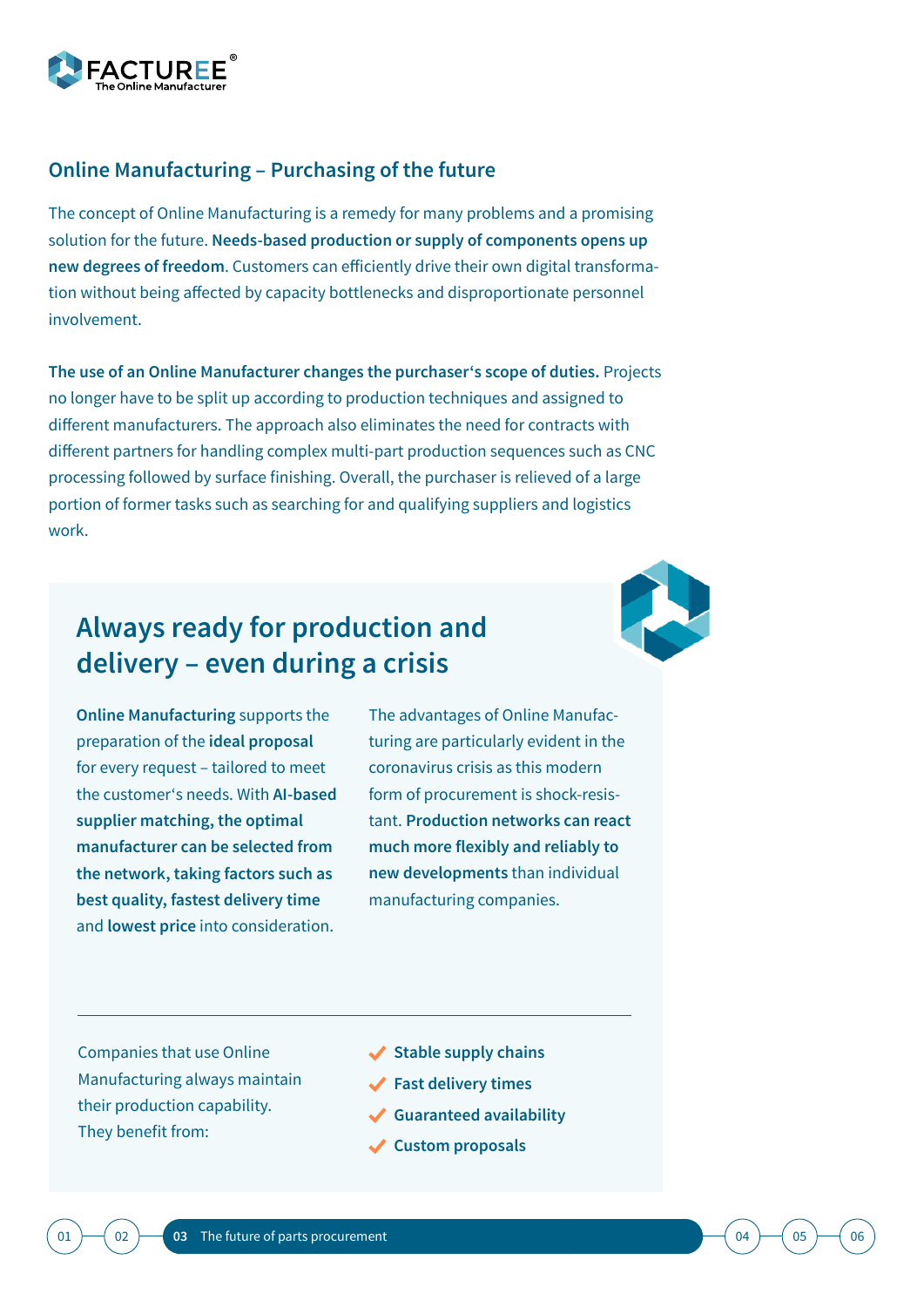## Online Manufacturing – Purchasing of the future

The concept of Online Manufacturing is a remedy for many problems and a promising solution for the future. **Needs-based production or supply of components opens up new degrees of freedom**. Customers can efficiently drive their own digital transformation without being affected by capacity bottlenecks and disproportionate personnel involvement.

**The use of an Online Manufacturer changes the purchaser's scope of duties.** Projects no longer have to be split up according to production techniques and assigned to different manufacturers. The approach also eliminates the need for contracts with different partners for handling complex multi-part production sequences such as CNC processing followed by surface finishing. Overall, the purchaser is relieved of a large portion of former tasks such as searching for and qualifying suppliers and logistics work.

## Always ready for production and delivery – even during a crisis

**Online Manufacturing** supports the preparation of the **ideal proposal** for every request – tailored to meet the customer's needs. With **AI-based supplier matching, the optimal manufacturer can be selected from the network, taking factors such as best quality, fastest delivery time** and **lowest price** into consideration.

The advantages of Online Manufacturing are particularly evident in the coronavirus crisis as this modern form of procurement is shock-resistant. **Production networks can react much more flexibly and reliably to new developments** than individual manufacturing companies.

---

Companies that use Online Manufacturing always maintain their production capability. They benefit from:

- **Stable supply chains**
- **Fast delivery times**
- **Guaranteed availability**
- **Custom proposals**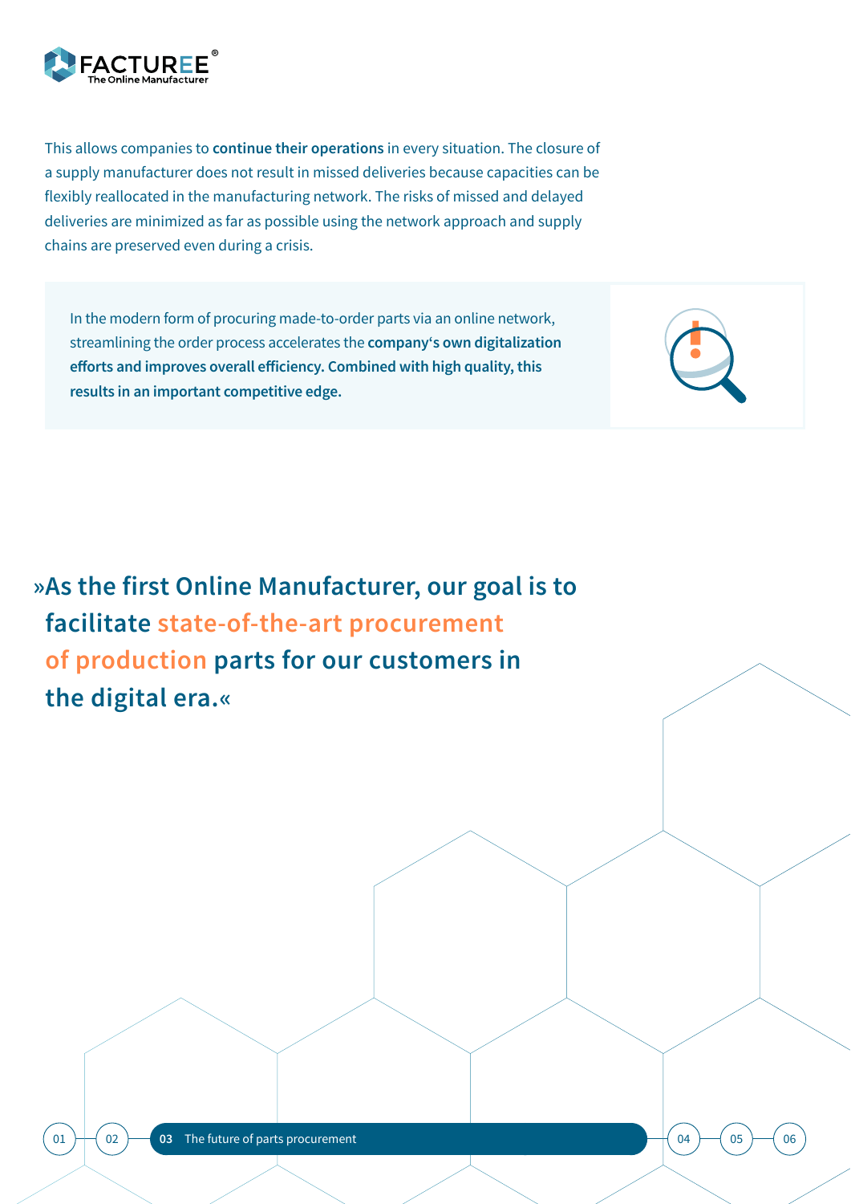This allows companies to **continue their operations** in every situation. The closure of a supply manufacturer does not result in missed deliveries because capacities can be flexibly reallocated in the manufacturing network. The risks of missed and delayed deliveries are minimized as far as possible using the network approach and supply chains are preserved even during a crisis.

> In the modern form of procuring made-to-order parts via an online network, streamlining the order process accelerates the **company's own digitalization efforts and improves overall efficiency. Combined with high quality, this results in an important competitive edge.**

## »As the first Online Manufacturer, our goal is to facilitate state-of-the-art procurement of production parts for our customers in the digital era.«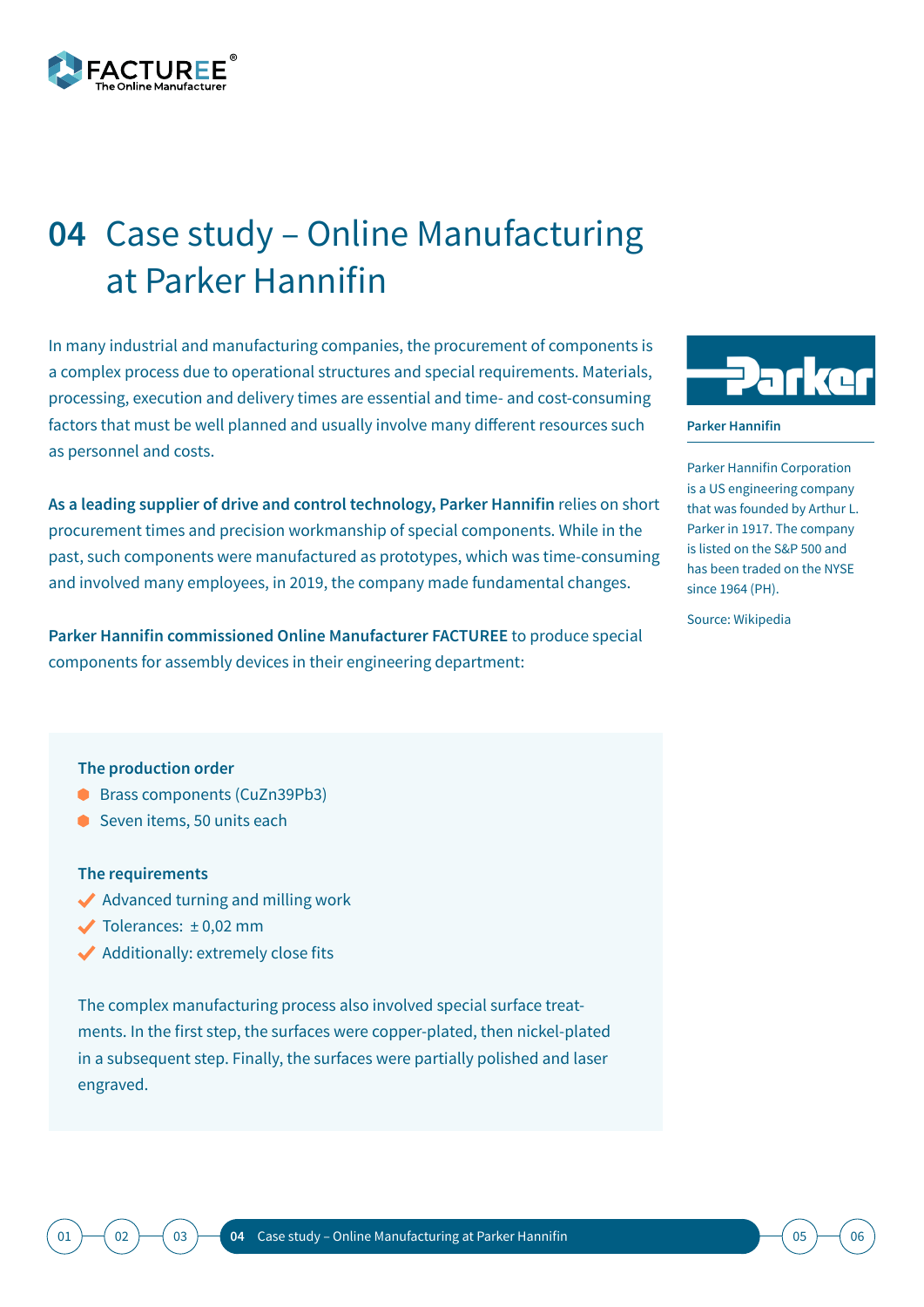# 04 Case study – Online Manufacturing at Parker Hannifin

In many industrial and manufacturing companies, the procurement of components is a complex process due to operational structures and special requirements. Materials, processing, execution and delivery times are essential and time- and cost-consuming factors that must be well planned and usually involve many different resources such as personnel and costs.

**As a leading supplier of drive and control technology, Parker Hannifin** relies on short procurement times and precision workmanship of special components. While in the past, such components were manufactured as prototypes, which was time-consuming and involved many employees, in 2019, the company made fundamental changes.

**Parker Hannifin commissioned Online Manufacturer FACTUREE** to produce special components for assembly devices in their engineering department:

**The production order**

- Brass components (CuZn39Pb3)
- Seven items, 50 units each

**The requirements**

- ✓ Advanced turning and milling work
- ✓ Tolerances: ± 0,02 mm
- ✓ Additionally: extremely close fits

The complex manufacturing process also involved special surface treatments. In the first step, the surfaces were copper-plated, then nickel-plated in a subsequent step. Finally, the surfaces were partially polished and laser engraved.

**Parker Hannifin**

Parker Hannifin Corporation is a US engineering company that was founded by Arthur L. Parker in 1917. The company is listed on the S&P 500 and has been traded on the NYSE since 1964 (PH).

Source: Wikipedia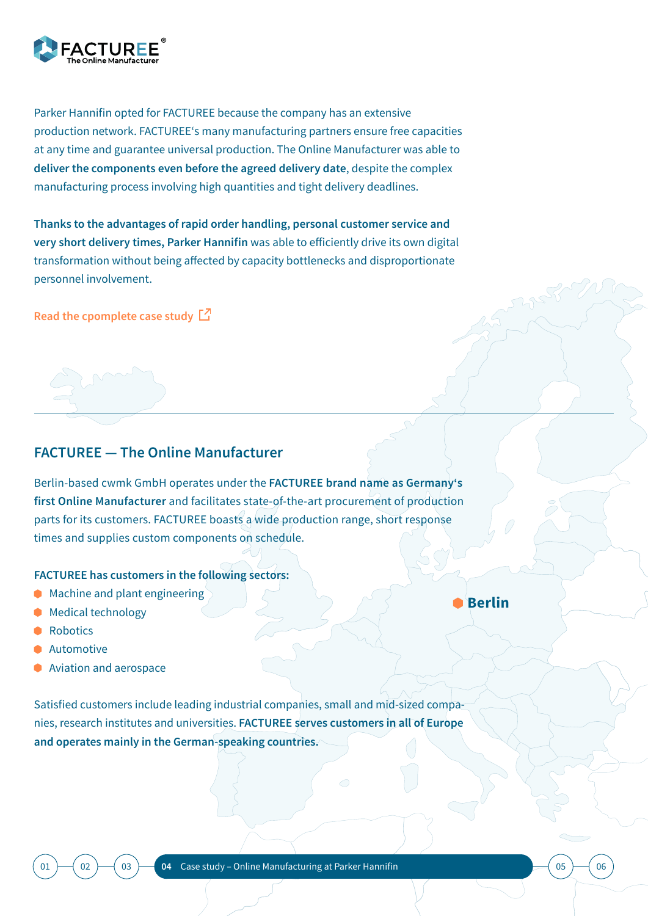Parker Hannifin opted for FACTUREE because the company has an extensive production network. FACTUREE‘s many manufacturing partners ensure free capacities at any time and guarantee universal production. The Online Manufacturer was able to **deliver the components even before the agreed delivery date**, despite the complex manufacturing process involving high quantities and tight delivery deadlines.

**Thanks to the advantages of rapid order handling, personal customer service and very short delivery times, Parker Hannifin** was able to efficiently drive its own digital transformation without being affected by capacity bottlenecks and disproportionate personnel involvement.

Read the cpomplete case study

## FACTUREE — The Online Manufacturer

Berlin-based cwmk GmbH operates under the **FACTUREE brand name as Germany‘s first Online Manufacturer** and facilitates state-of-the-art procurement of production parts for its customers. FACTUREE boasts a wide production range, short response times and supplies custom components on schedule.

**FACTUREE has customers in the following sectors:**

- Machine and plant engineering
- Medical technology
- Robotics
- Automotive
- Aviation and aerospace

Satisfied customers include leading industrial companies, small and mid-sized companies, research institutes and universities. **FACTUREE serves customers in all of Europe and operates mainly in the German-speaking countries.**

Berlin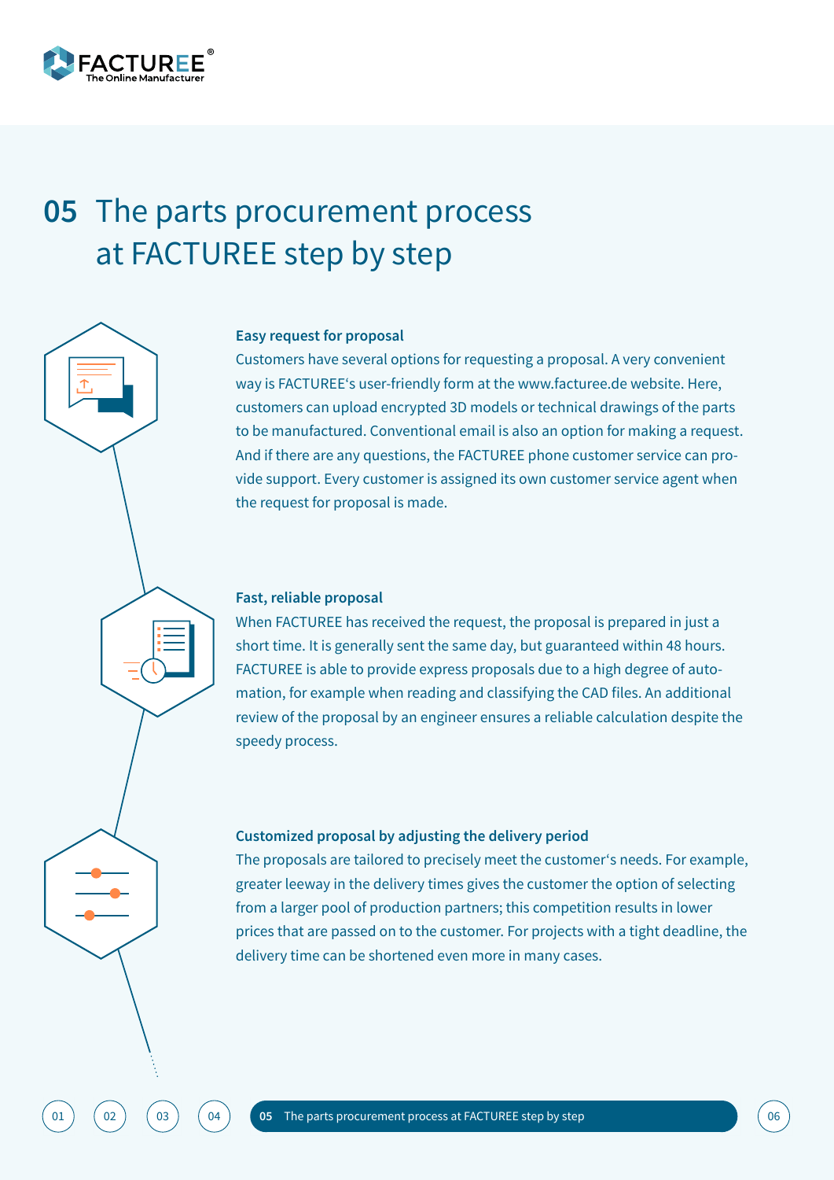# 05 The parts procurement process at FACTUREE step by step

### Easy request for proposal

Customers have several options for requesting a proposal. A very convenient way is FACTUREE‘s user-friendly form at the www.facturee.de website. Here, customers can upload encrypted 3D models or technical drawings of the parts to be manufactured. Conventional email is also an option for making a request. And if there are any questions, the FACTUREE phone customer service can provide support. Every customer is assigned its own customer service agent when the request for proposal is made.

### Fast, reliable proposal

When FACTUREE has received the request, the proposal is prepared in just a short time. It is generally sent the same day, but guaranteed within 48 hours. FACTUREE is able to provide express proposals due to a high degree of automation, for example when reading and classifying the CAD files. An additional review of the proposal by an engineer ensures a reliable calculation despite the speedy process.

### Customized proposal by adjusting the delivery period

The proposals are tailored to precisely meet the customer‘s needs. For example, greater leeway in the delivery times gives the customer the option of selecting from a larger pool of production partners; this competition results in lower prices that are passed on to the customer. For projects with a tight deadline, the delivery time can be shortened even more in many cases.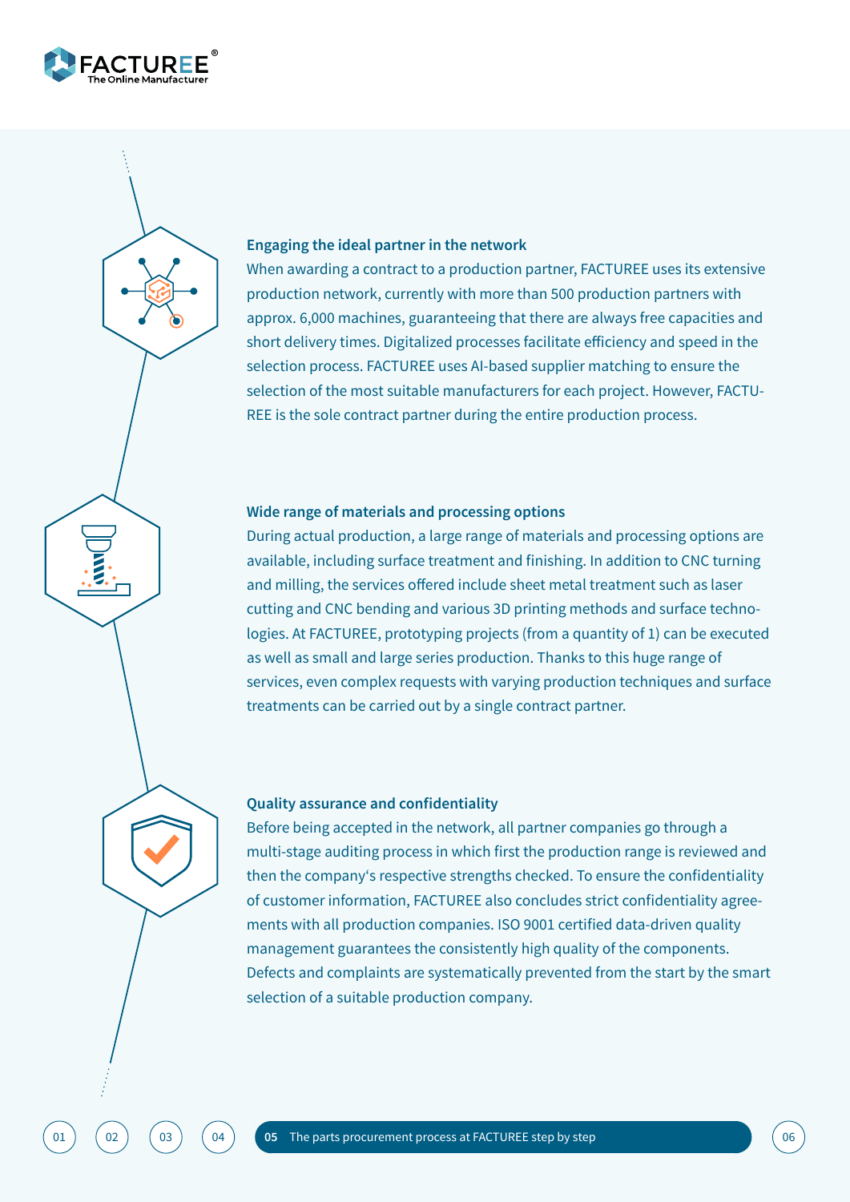### Engaging the ideal partner in the network

When awarding a contract to a production partner, FACTUREE uses its extensive production network, currently with more than 500 production partners with approx. 6,000 machines, guaranteeing that there are always free capacities and short delivery times. Digitalized processes facilitate efficiency and speed in the selection process. FACTUREE uses AI-based supplier matching to ensure the selection of the most suitable manufacturers for each project. However, FACTUREE is the sole contract partner during the entire production process.

### Wide range of materials and processing options

During actual production, a large range of materials and processing options are available, including surface treatment and finishing. In addition to CNC turning and milling, the services offered include sheet metal treatment such as laser cutting and CNC bending and various 3D printing methods and surface technologies. At FACTUREE, prototyping projects (from a quantity of 1) can be executed as well as small and large series production. Thanks to this huge range of services, even complex requests with varying production techniques and surface treatments can be carried out by a single contract partner.

### Quality assurance and confidentiality

Before being accepted in the network, all partner companies go through a multi-stage auditing process in which first the production range is reviewed and then the company's respective strengths checked. To ensure the confidentiality of customer information, FACTUREE also concludes strict confidentiality agreements with all production companies. ISO 9001 certified data-driven quality management guarantees the consistently high quality of the components. Defects and complaints are systematically prevented from the start by the smart selection of a suitable production company.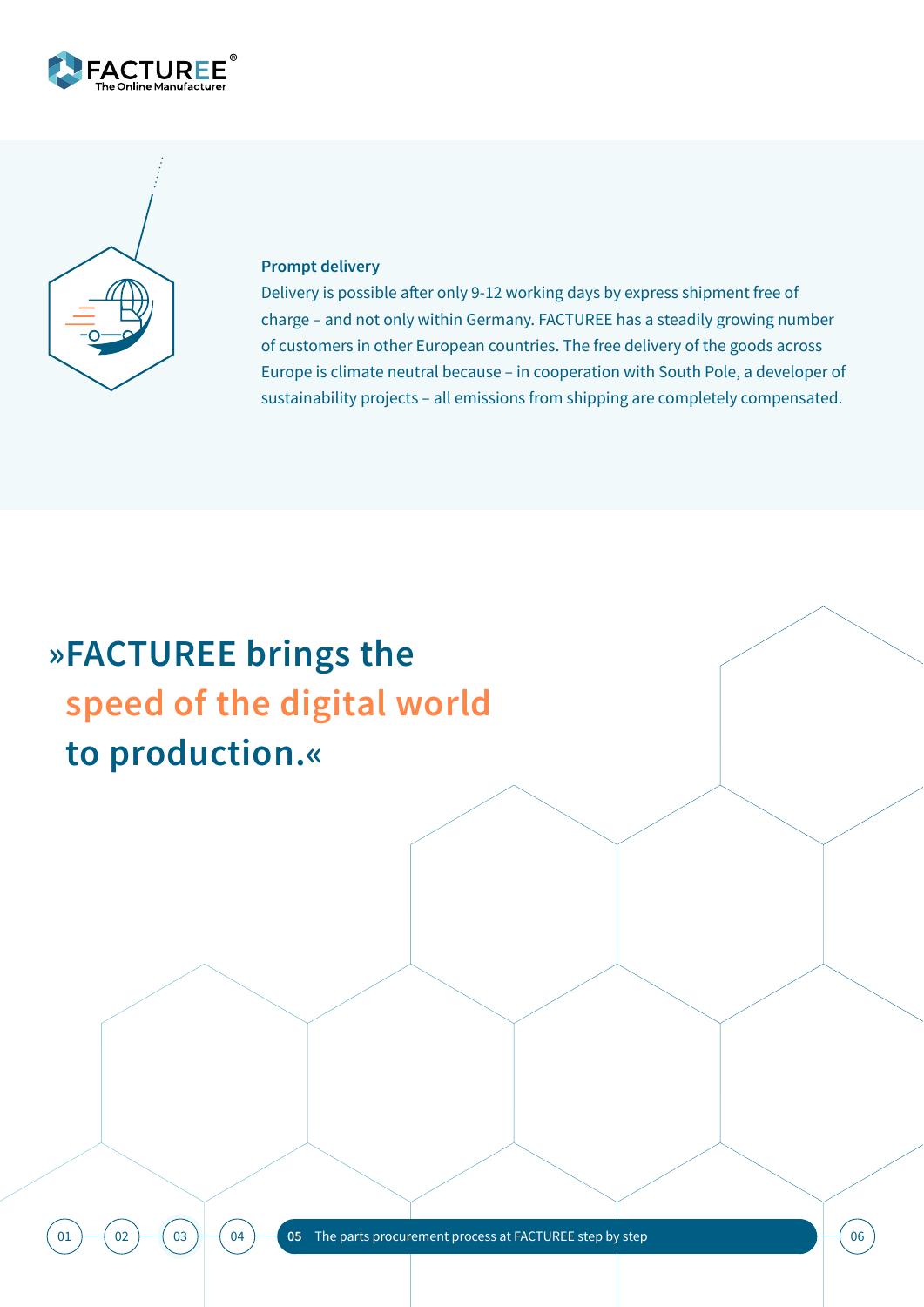### Prompt delivery

Delivery is possible after only 9-12 working days by express shipment free of charge – and not only within Germany. FACTUREE has a steadily growing number of customers in other European countries. The free delivery of the goods across Europe is climate neutral because – in cooperation with South Pole, a developer of sustainability projects – all emissions from shipping are completely compensated.

## »FACTUREE brings the speed of the digital world to production.«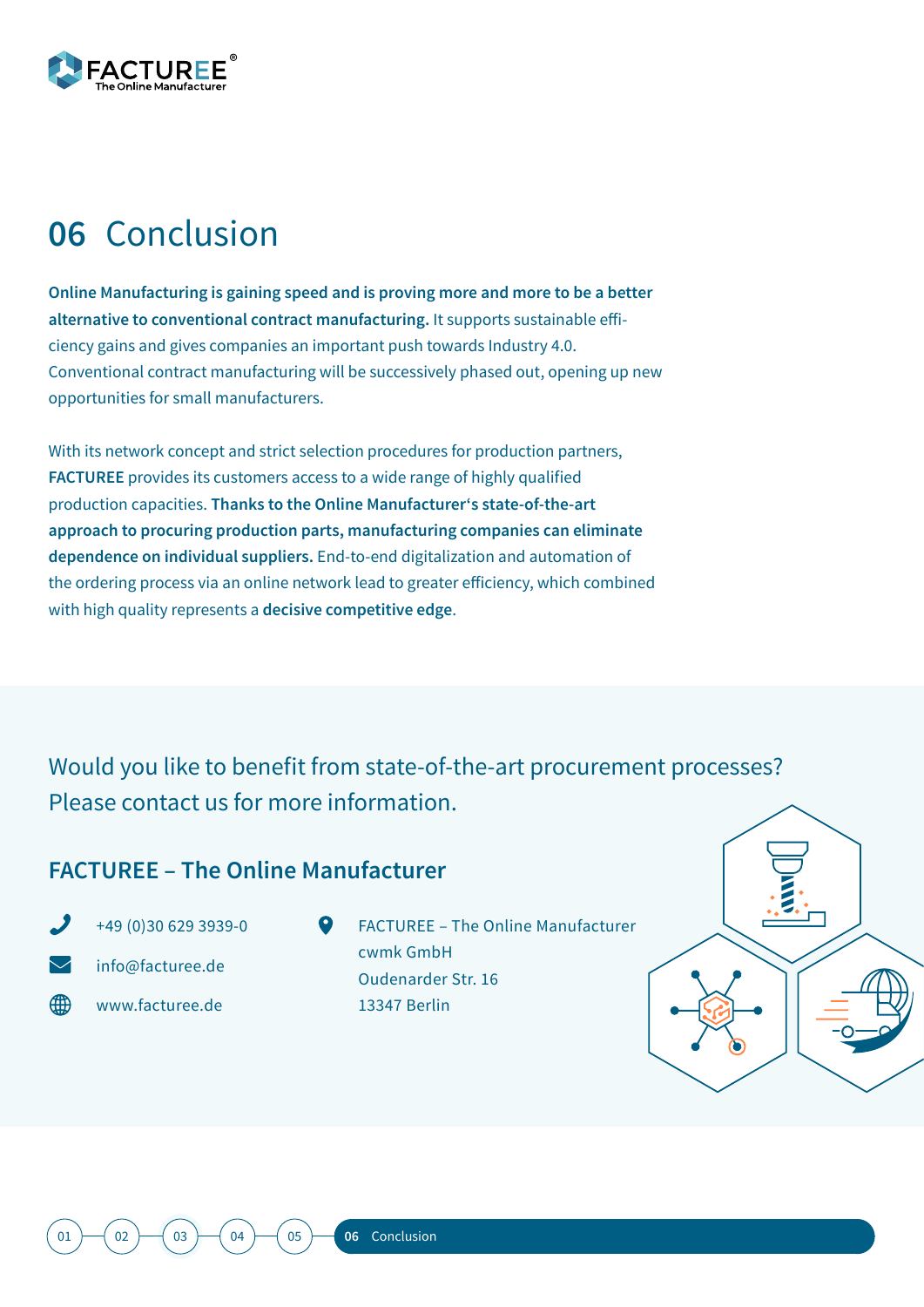# 06 Conclusion

**Online Manufacturing is gaining speed and is proving more and more to be a better alternative to conventional contract manufacturing.** It supports sustainable efficiency gains and gives companies an important push towards Industry 4.0. Conventional contract manufacturing will be successively phased out, opening up new opportunities for small manufacturers.

With its network concept and strict selection procedures for production partners, **FACTUREE** provides its customers access to a wide range of highly qualified production capacities. **Thanks to the Online Manufacturer's state-of-the-art approach to procuring production parts, manufacturing companies can eliminate dependence on individual suppliers.** End-to-end digitalization and automation of the ordering process via an online network lead to greater efficiency, which combined with high quality represents a **decisive competitive edge**.

Would you like to benefit from state-of-the-art procurement processes?
Please contact us for more information.

## FACTUREE – The Online Manufacturer

+49 (0)30 629 3939-0

info@facturee.de

www.facturee.de

FACTUREE – The Online Manufacturer
cwmk GmbH
Oudenarder Str. 16
13347 Berlin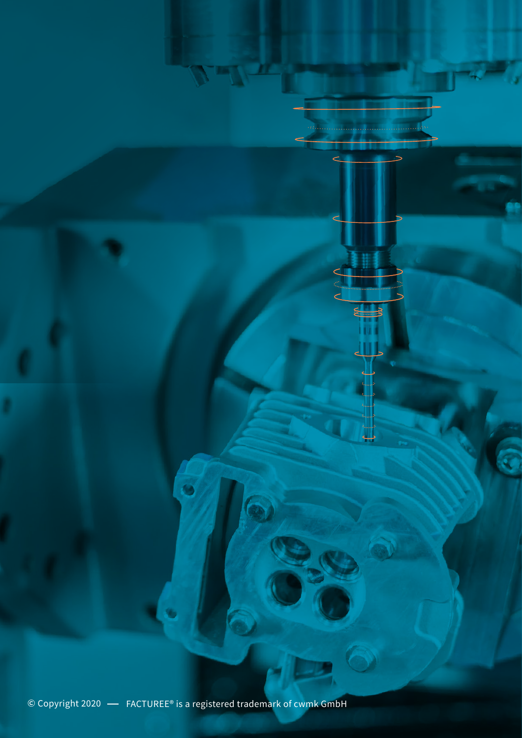© Copyright 2020 — FACTUREE® is a registered trademark of cwmk GmbH